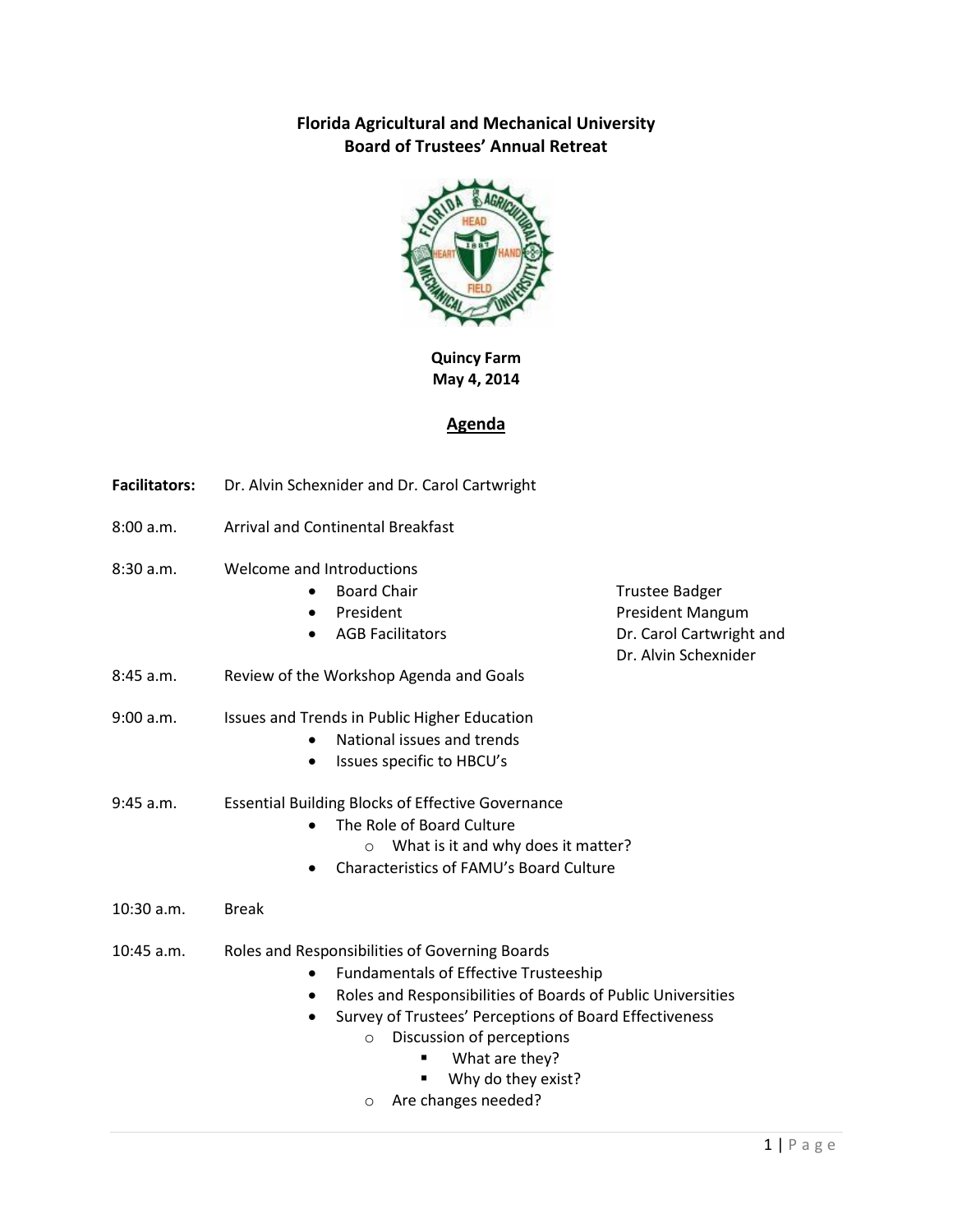# Florida Agricultural and Mechanical University
## Board of Trustees' Annual Retreat

**Quincy Farm**
**May 4, 2014**

## Agenda

**Facilitators:** Dr. Alvin Schexnider and Dr. Carol Cartwright

8:00 a.m. Arrival and Continental Breakfast

8:30 a.m. Welcome and Introductions

- Board Chair — Trustee Badger
- President — President Mangum
- AGB Facilitators — Dr. Carol Cartwright and Dr. Alvin Schexnider

8:45 a.m. Review of the Workshop Agenda and Goals

9:00 a.m. Issues and Trends in Public Higher Education

- National issues and trends
- Issues specific to HBCU's

9:45 a.m. Essential Building Blocks of Effective Governance

- The Role of Board Culture
  - What is it and why does it matter?
- Characteristics of FAMU's Board Culture

10:30 a.m. Break

10:45 a.m. Roles and Responsibilities of Governing Boards

- Fundamentals of Effective Trusteeship
- Roles and Responsibilities of Boards of Public Universities
- Survey of Trustees' Perceptions of Board Effectiveness
  - Discussion of perceptions
    - What are they?
    - Why do they exist?
  - Are changes needed?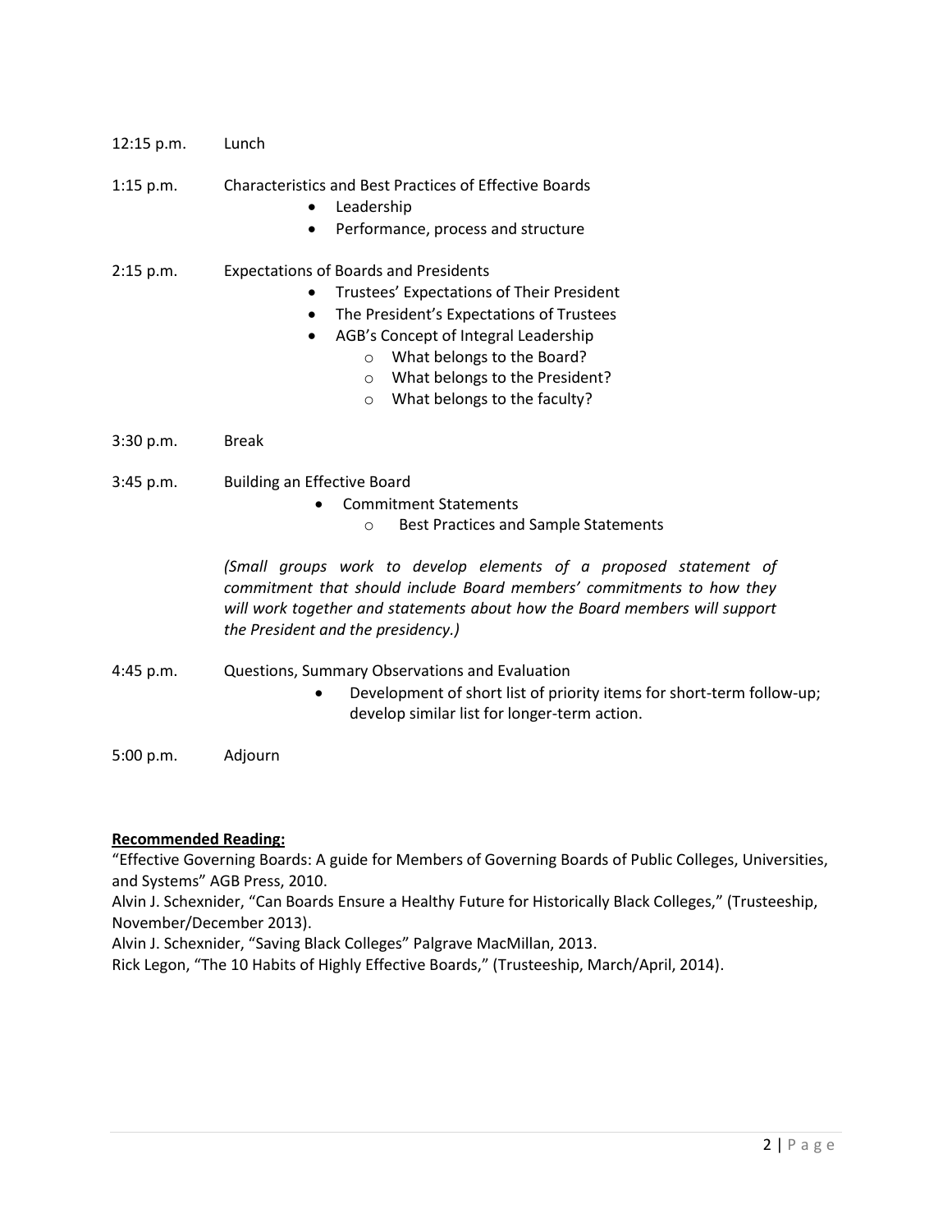12:15 p.m. Lunch

1:15 p.m. Characteristics and Best Practices of Effective Boards

- Leadership
- Performance, process and structure

2:15 p.m. Expectations of Boards and Presidents

- Trustees' Expectations of Their President
- The President's Expectations of Trustees
- AGB's Concept of Integral Leadership
  - What belongs to the Board?
  - What belongs to the President?
  - What belongs to the faculty?

3:30 p.m. Break

3:45 p.m. Building an Effective Board

- Commitment Statements
  - Best Practices and Sample Statements

*(Small groups work to develop elements of a proposed statement of commitment that should include Board members' commitments to how they will work together and statements about how the Board members will support the President and the presidency.)*

4:45 p.m. Questions, Summary Observations and Evaluation

- Development of short list of priority items for short-term follow-up; develop similar list for longer-term action.

5:00 p.m. Adjourn

**Recommended Reading:**

"Effective Governing Boards: A guide for Members of Governing Boards of Public Colleges, Universities, and Systems" AGB Press, 2010.
Alvin J. Schexnider, "Can Boards Ensure a Healthy Future for Historically Black Colleges," (Trusteeship, November/December 2013).
Alvin J. Schexnider, "Saving Black Colleges" Palgrave MacMillan, 2013.
Rick Legon, "The 10 Habits of Highly Effective Boards," (Trusteeship, March/April, 2014).